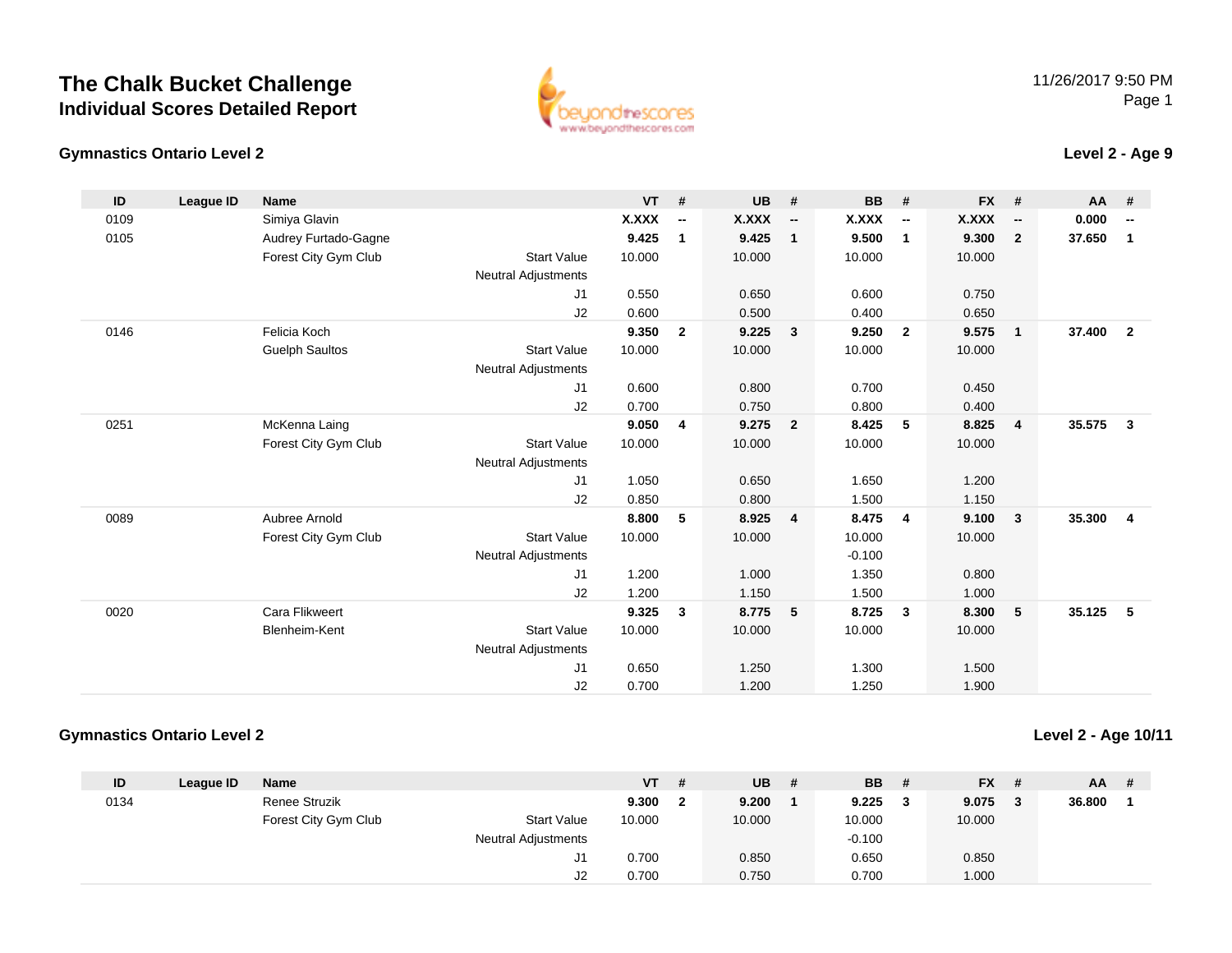# The Chalk Bucket Challenge
## Individual Scores Detailed Report

11/26/2017 9:50 PM

### Gymnastics Ontario Level 2

**Level 2 - Age 9**

| ID | League ID | Name | | VT | # | UB | # | BB | # | FX | # | AA | # |
|---|---|---|---|---|---|---|---|---|---|---|---|---|---|
| 0109 | | Simiya Glavin | | **X.XXX** | **--** | **X.XXX** | **--** | **X.XXX** | **--** | **X.XXX** | **--** | **0.000** | **--** |
| 0105 | | Audrey Furtado-Gagne | | **9.425** | **1** | **9.425** | **1** | **9.500** | **1** | **9.300** | **2** | **37.650** | **1** |
| | | Forest City Gym Club | Start Value | 10.000 | | 10.000 | | 10.000 | | 10.000 | | | |
| | | | Neutral Adjustments | | | | | | | | | | |
| | | | J1 | 0.550 | | 0.650 | | 0.600 | | 0.750 | | | |
| | | | J2 | 0.600 | | 0.500 | | 0.400 | | 0.650 | | | |
| 0146 | | Felicia Koch | | **9.350** | **2** | **9.225** | **3** | **9.250** | **2** | **9.575** | **1** | **37.400** | **2** |
| | | Guelph Saultos | Start Value | 10.000 | | 10.000 | | 10.000 | | 10.000 | | | |
| | | | Neutral Adjustments | | | | | | | | | | |
| | | | J1 | 0.600 | | 0.800 | | 0.700 | | 0.450 | | | |
| | | | J2 | 0.700 | | 0.750 | | 0.800 | | 0.400 | | | |
| 0251 | | McKenna Laing | | **9.050** | **4** | **9.275** | **2** | **8.425** | **5** | **8.825** | **4** | **35.575** | **3** |
| | | Forest City Gym Club | Start Value | 10.000 | | 10.000 | | 10.000 | | 10.000 | | | |
| | | | Neutral Adjustments | | | | | | | | | | |
| | | | J1 | 1.050 | | 0.650 | | 1.650 | | 1.200 | | | |
| | | | J2 | 0.850 | | 0.800 | | 1.500 | | 1.150 | | | |
| 0089 | | Aubree Arnold | | **8.800** | **5** | **8.925** | **4** | **8.475** | **4** | **9.100** | **3** | **35.300** | **4** |
| | | Forest City Gym Club | Start Value | 10.000 | | 10.000 | | 10.000 | | 10.000 | | | |
| | | | Neutral Adjustments | | | | | -0.100 | | | | | |
| | | | J1 | 1.200 | | 1.000 | | 1.350 | | 0.800 | | | |
| | | | J2 | 1.200 | | 1.150 | | 1.500 | | 1.000 | | | |
| 0020 | | Cara Flikweert | | **9.325** | **3** | **8.775** | **5** | **8.725** | **3** | **8.300** | **5** | **35.125** | **5** |
| | | Blenheim-Kent | Start Value | 10.000 | | 10.000 | | 10.000 | | 10.000 | | | |
| | | | Neutral Adjustments | | | | | | | | | | |
| | | | J1 | 0.650 | | 1.250 | | 1.300 | | 1.500 | | | |
| | | | J2 | 0.700 | | 1.200 | | 1.250 | | 1.900 | | | |

### Gymnastics Ontario Level 2

**Level 2 - Age 10/11**

| ID | League ID | Name | | VT | # | UB | # | BB | # | FX | # | AA | # |
|---|---|---|---|---|---|---|---|---|---|---|---|---|---|
| 0134 | | Renee Struzik | | **9.300** | **2** | **9.200** | **1** | **9.225** | **3** | **9.075** | **3** | **36.800** | **1** |
| | | Forest City Gym Club | Start Value | 10.000 | | 10.000 | | 10.000 | | 10.000 | | | |
| | | | Neutral Adjustments | | | | | -0.100 | | | | | |
| | | | J1 | 0.700 | | 0.850 | | 0.650 | | 0.850 | | | |
| | | | J2 | 0.700 | | 0.750 | | 0.700 | | 1.000 | | | |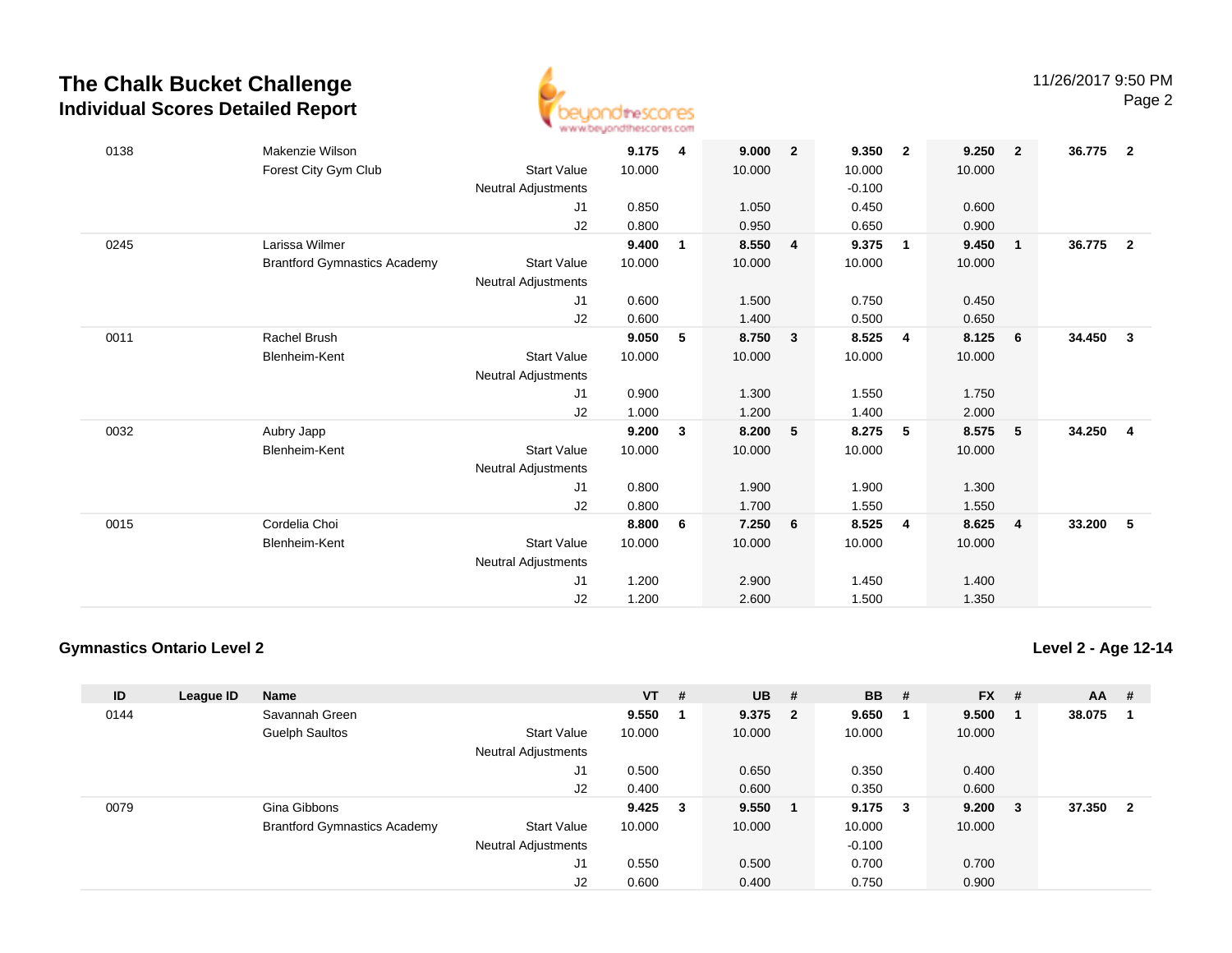# The Chalk Bucket Challenge
## Individual Scores Detailed Report

| ID | League ID | Name | | VT | # | UB | # | BB | # | FX | # | AA | # |
|---|---|---|---|---|---|---|---|---|---|---|---|---|---|
| 0138 | | Makenzie Wilson | | **9.175** | **4** | **9.000** | **2** | **9.350** | **2** | **9.250** | **2** | **36.775** | **2** |
| | | Forest City Gym Club | Start Value | 10.000 | | 10.000 | | 10.000 | | 10.000 | | | |
| | | | Neutral Adjustments | | | | | -0.100 | | | | | |
| | | | J1 | 0.850 | | 1.050 | | 0.450 | | 0.600 | | | |
| | | | J2 | 0.800 | | 0.950 | | 0.650 | | 0.900 | | | |
| 0245 | | Larissa Wilmer | | **9.400** | **1** | **8.550** | **4** | **9.375** | **1** | **9.450** | **1** | **36.775** | **2** |
| | | Brantford Gymnastics Academy | Start Value | 10.000 | | 10.000 | | 10.000 | | 10.000 | | | |
| | | | Neutral Adjustments | | | | | | | | | | |
| | | | J1 | 0.600 | | 1.500 | | 0.750 | | 0.450 | | | |
| | | | J2 | 0.600 | | 1.400 | | 0.500 | | 0.650 | | | |
| 0011 | | Rachel Brush | | **9.050** | **5** | **8.750** | **3** | **8.525** | **4** | **8.125** | **6** | **34.450** | **3** |
| | | Blenheim-Kent | Start Value | 10.000 | | 10.000 | | 10.000 | | 10.000 | | | |
| | | | Neutral Adjustments | | | | | | | | | | |
| | | | J1 | 0.900 | | 1.300 | | 1.550 | | 1.750 | | | |
| | | | J2 | 1.000 | | 1.200 | | 1.400 | | 2.000 | | | |
| 0032 | | Aubry Japp | | **9.200** | **3** | **8.200** | **5** | **8.275** | **5** | **8.575** | **5** | **34.250** | **4** |
| | | Blenheim-Kent | Start Value | 10.000 | | 10.000 | | 10.000 | | 10.000 | | | |
| | | | Neutral Adjustments | | | | | | | | | | |
| | | | J1 | 0.800 | | 1.900 | | 1.900 | | 1.300 | | | |
| | | | J2 | 0.800 | | 1.700 | | 1.550 | | 1.550 | | | |
| 0015 | | Cordelia Choi | | **8.800** | **6** | **7.250** | **6** | **8.525** | **4** | **8.625** | **4** | **33.200** | **5** |
| | | Blenheim-Kent | Start Value | 10.000 | | 10.000 | | 10.000 | | 10.000 | | | |
| | | | Neutral Adjustments | | | | | | | | | | |
| | | | J1 | 1.200 | | 2.900 | | 1.450 | | 1.400 | | | |
| | | | J2 | 1.200 | | 2.600 | | 1.500 | | 1.350 | | | |

### Gymnastics Ontario Level 2

**Level 2 - Age 12-14**

| ID | League ID | Name | | VT | # | UB | # | BB | # | FX | # | AA | # |
|---|---|---|---|---|---|---|---|---|---|---|---|---|---|
| 0144 | | Savannah Green | | **9.550** | **1** | **9.375** | **2** | **9.650** | **1** | **9.500** | **1** | **38.075** | **1** |
| | | Guelph Saultos | Start Value | 10.000 | | 10.000 | | 10.000 | | 10.000 | | | |
| | | | Neutral Adjustments | | | | | | | | | | |
| | | | J1 | 0.500 | | 0.650 | | 0.350 | | 0.400 | | | |
| | | | J2 | 0.400 | | 0.600 | | 0.350 | | 0.600 | | | |
| 0079 | | Gina Gibbons | | **9.425** | **3** | **9.550** | **1** | **9.175** | **3** | **9.200** | **3** | **37.350** | **2** |
| | | Brantford Gymnastics Academy | Start Value | 10.000 | | 10.000 | | 10.000 | | 10.000 | | | |
| | | | Neutral Adjustments | | | | | -0.100 | | | | | |
| | | | J1 | 0.550 | | 0.500 | | 0.700 | | 0.700 | | | |
| | | | J2 | 0.600 | | 0.400 | | 0.750 | | 0.900 | | | |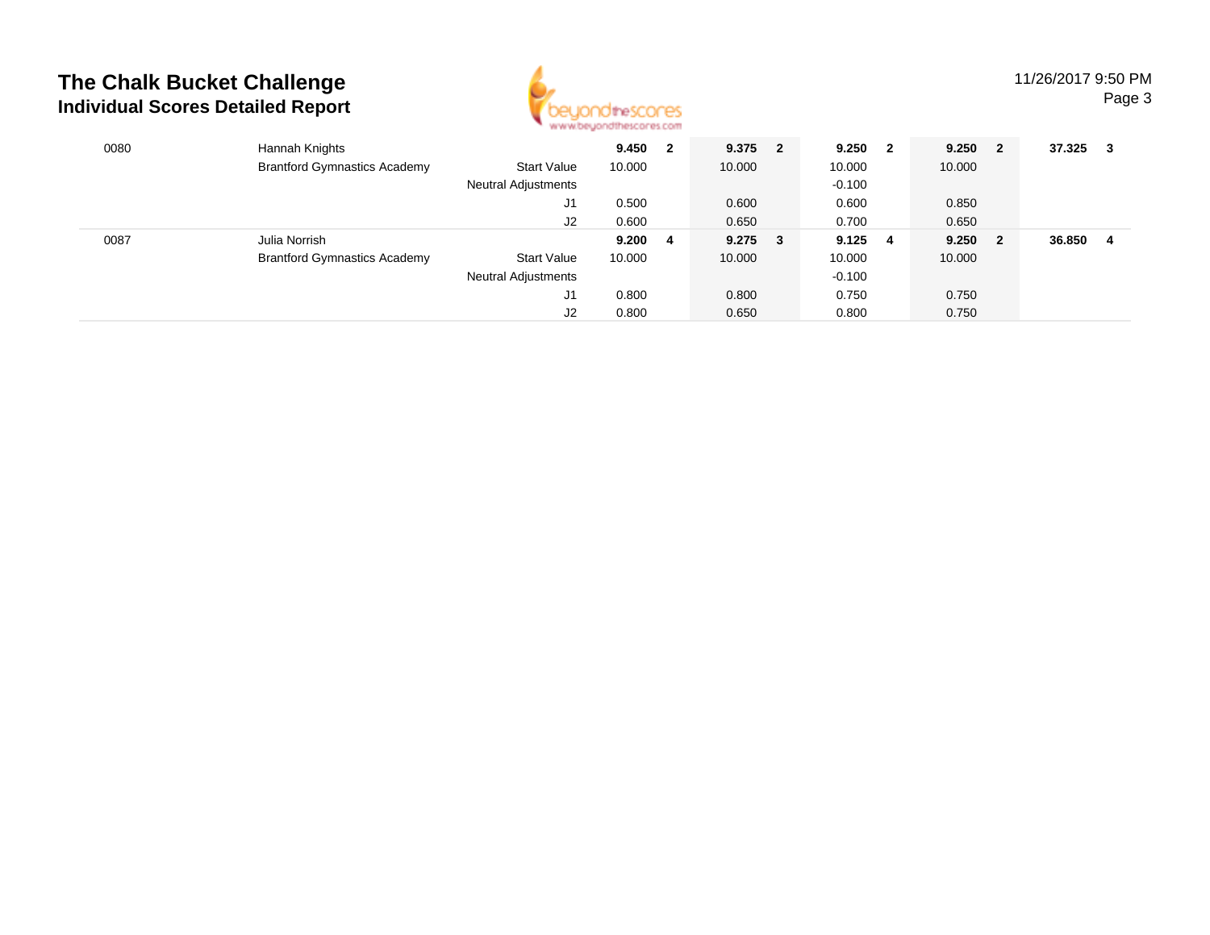# The Chalk Bucket Challenge
## Individual Scores Detailed Report

| | | | | | | | | | | | | |
|---|---|---|---|---|---|---|---|---|---|---|---|---|
| 0080 | Hannah Knights | | **9.450** | **2** | **9.375** | **2** | **9.250** | **2** | **9.250** | **2** | **37.325** | **3** |
| | Brantford Gymnastics Academy | Start Value | 10.000 | | 10.000 | | 10.000 | | 10.000 | | | |
| | | Neutral Adjustments | | | | | -0.100 | | | | | |
| | | J1 | 0.500 | | 0.600 | | 0.600 | | 0.850 | | | |
| | | J2 | 0.600 | | 0.650 | | 0.700 | | 0.650 | | | |
| 0087 | Julia Norrish | | **9.200** | **4** | **9.275** | **3** | **9.125** | **4** | **9.250** | **2** | **36.850** | **4** |
| | Brantford Gymnastics Academy | Start Value | 10.000 | | 10.000 | | 10.000 | | 10.000 | | | |
| | | Neutral Adjustments | | | | | -0.100 | | | | | |
| | | J1 | 0.800 | | 0.800 | | 0.750 | | 0.750 | | | |
| | | J2 | 0.800 | | 0.650 | | 0.800 | | 0.750 | | | |